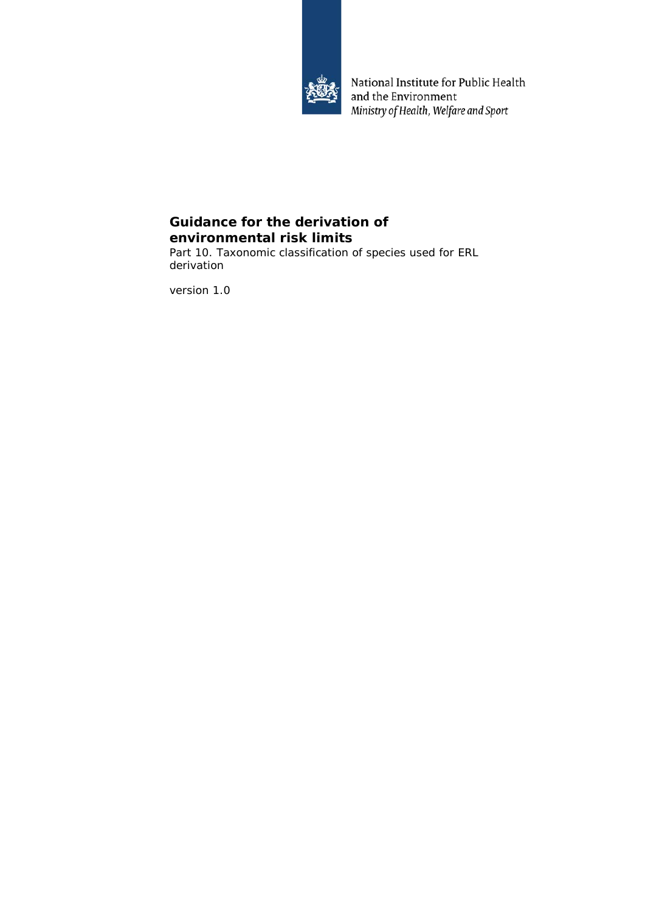National Institute for Public Health and the Environment
*Ministry of Health, Welfare and Sport*

# Guidance for the derivation of environmental risk limits

Part 10. Taxonomic classification of species used for ERL derivation

version 1.0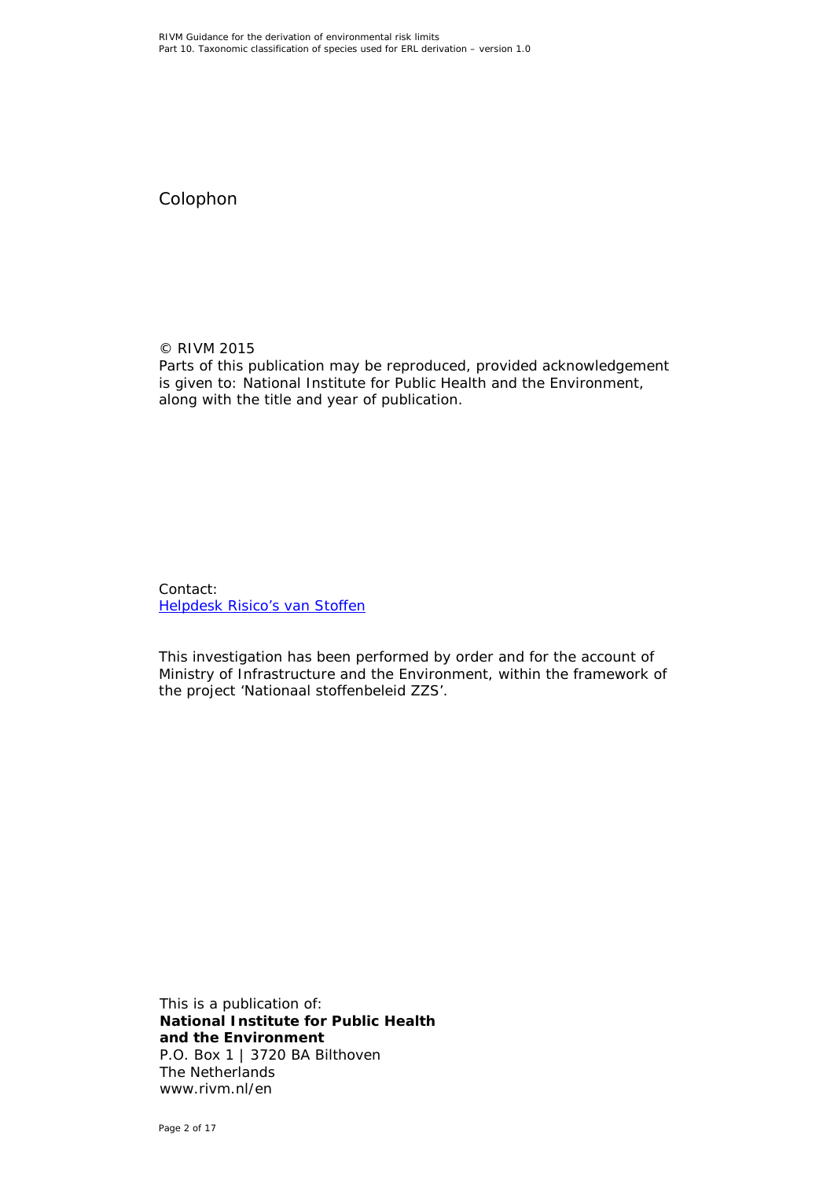# Colophon

© RIVM 2015
Parts of this publication may be reproduced, provided acknowledgement is given to: National Institute for Public Health and the Environment, along with the title and year of publication.

Contact:
Helpdesk Risico's van Stoffen

This investigation has been performed by order and for the account of Ministry of Infrastructure and the Environment, within the framework of the project 'Nationaal stoffenbeleid ZZS'.

This is a publication of:
**National Institute for Public Health and the Environment**
P.O. Box 1 | 3720 BA Bilthoven
The Netherlands
www.rivm.nl/en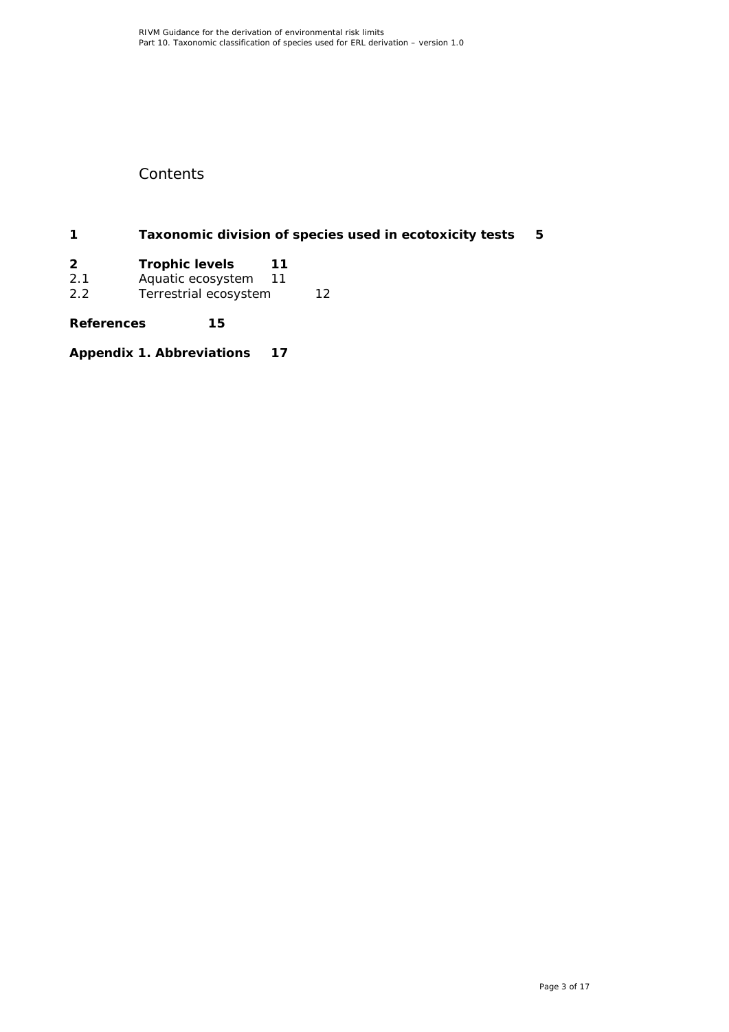# Contents

**1 Taxonomic division of species used in ecotoxicity tests 5**

**2 Trophic levels 11**
2.1 Aquatic ecosystem 11
2.2 Terrestrial ecosystem 12

**References 15**

**Appendix 1. Abbreviations 17**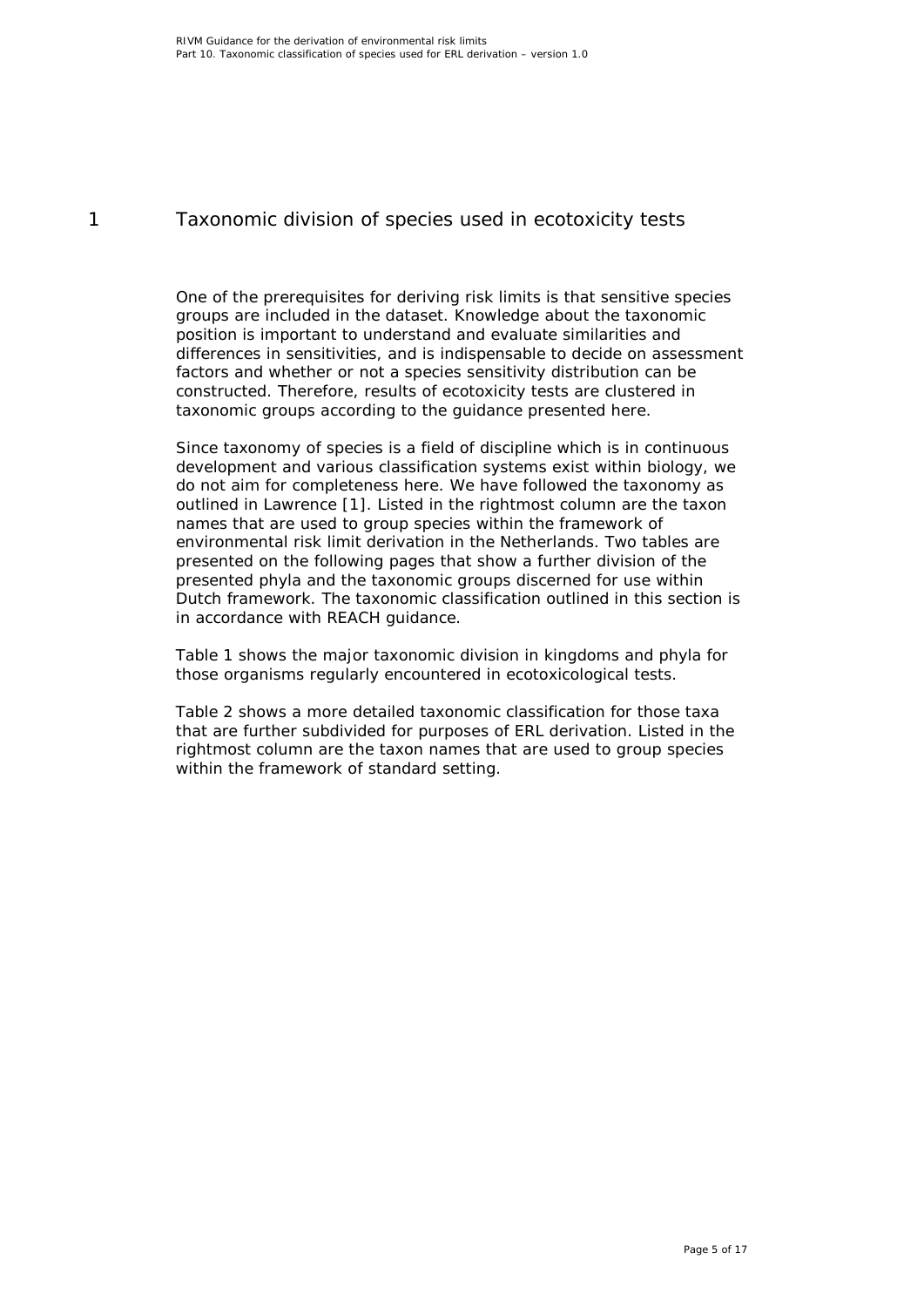# 1 Taxonomic division of species used in ecotoxicity tests

One of the prerequisites for deriving risk limits is that sensitive species groups are included in the dataset. Knowledge about the taxonomic position is important to understand and evaluate similarities and differences in sensitivities, and is indispensable to decide on assessment factors and whether or not a species sensitivity distribution can be constructed. Therefore, results of ecotoxicity tests are clustered in taxonomic groups according to the guidance presented here.

Since taxonomy of species is a field of discipline which is in continuous development and various classification systems exist within biology, we do not aim for completeness here. We have followed the taxonomy as outlined in Lawrence [1]. Listed in the rightmost column are the taxon names that are used to group species within the framework of environmental risk limit derivation in the Netherlands. Two tables are presented on the following pages that show a further division of the presented phyla and the taxonomic groups discerned for use within Dutch framework. The taxonomic classification outlined in this section is in accordance with REACH guidance.

Table 1 shows the major taxonomic division in kingdoms and phyla for those organisms regularly encountered in ecotoxicological tests.

Table 2 shows a more detailed taxonomic classification for those taxa that are further subdivided for purposes of ERL derivation. Listed in the rightmost column are the taxon names that are used to group species within the framework of standard setting.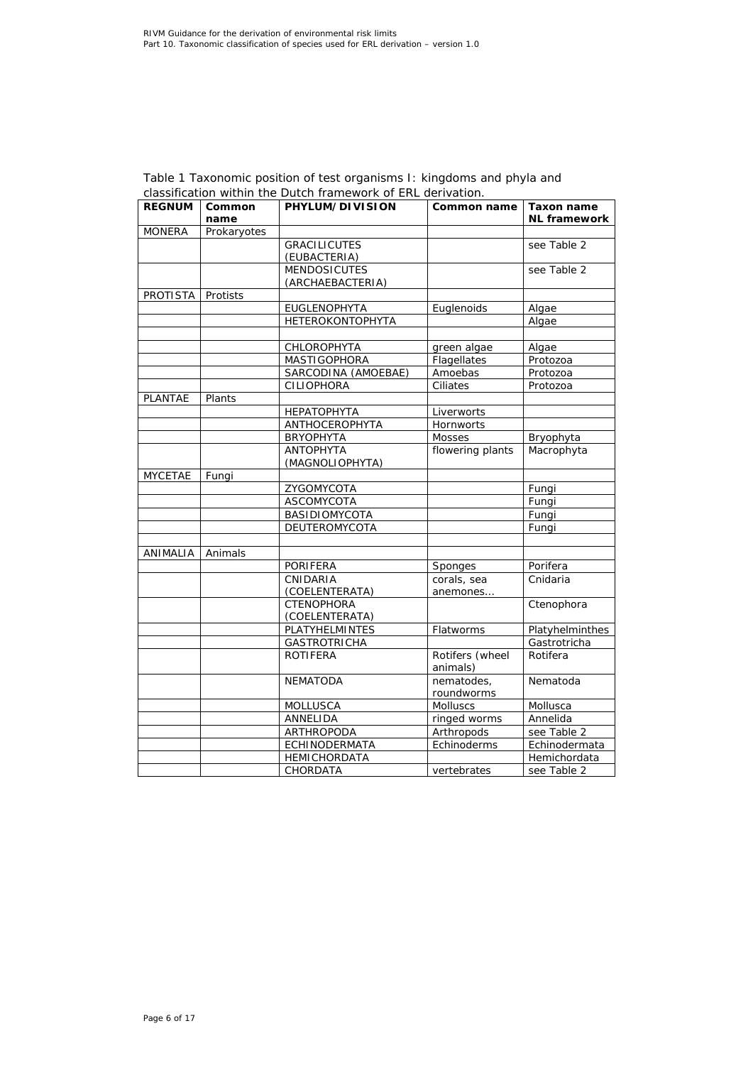Table 1 Taxonomic position of test organisms I: kingdoms and phyla and classification within the Dutch framework of ERL derivation.

| REGNUM | Common name | PHYLUM/DIVISION | Common name | Taxon name NL framework |
|---|---|---|---|---|
| MONERA | Prokaryotes | | | |
| | | GRACILICUTES (EUBACTERIA) | | see Table 2 |
| | | MENDOSICUTES (ARCHAEBACTERIA) | | see Table 2 |
| PROTISTA | Protists | | | |
| | | EUGLENOPHYTA | Euglenoids | Algae |
| | | HETEROKONTOPHYTA | | Algae |
| | | | | |
| | | CHLOROPHYTA | green algae | Algae |
| | | MASTIGOPHORA | Flagellates | Protozoa |
| | | SARCODINA (AMOEBAE) | Amoebas | Protozoa |
| | | CILIOPHORA | Ciliates | Protozoa |
| PLANTAE | Plants | | | |
| | | HEPATOPHYTA | Liverworts | |
| | | ANTHOCEROPHYTA | Hornworts | |
| | | BRYOPHYTA | Mosses | Bryophyta |
| | | ANTOPHYTA (MAGNOLIOPHYTA) | flowering plants | Macrophyta |
| MYCETAE | Fungi | | | |
| | | ZYGOMYCOTA | | Fungi |
| | | ASCOMYCOTA | | Fungi |
| | | BASIDIOMYCOTA | | Fungi |
| | | DEUTEROMYCOTA | | Fungi |
| | | | | |
| ANIMALIA | Animals | | | |
| | | PORIFERA | Sponges | Porifera |
| | | CNIDARIA (COELENTERATA) | corals, sea anemones... | Cnidaria |
| | | CTENOPHORA (COELENTERATA) | | Ctenophora |
| | | PLATYHELMINTES | Flatworms | Platyhelminthes |
| | | GASTROTRICHA | | Gastrotricha |
| | | ROTIFERA | Rotifers (wheel animals) | Rotifera |
| | | NEMATODA | nematodes, roundworms | Nematoda |
| | | MOLLUSCA | Molluscs | Mollusca |
| | | ANNELIDA | ringed worms | Annelida |
| | | ARTHROPODA | Arthropods | see Table 2 |
| | | ECHINODERMATA | Echinoderms | Echinodermata |
| | | HEMICHORDATA | | Hemichordata |
| | | CHORDATA | vertebrates | see Table 2 |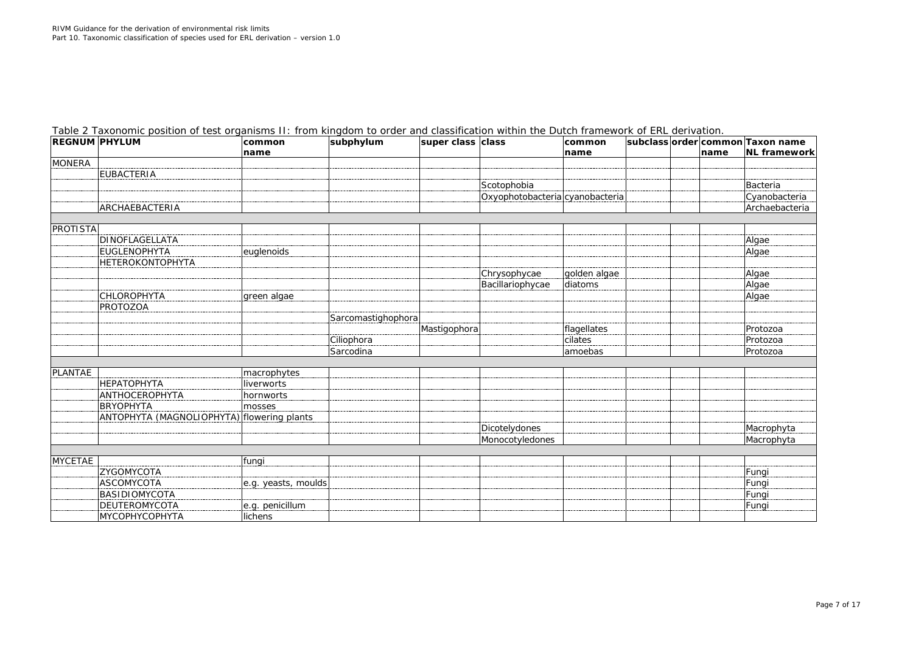Table 2 Taxonomic position of test organisms II: from kingdom to order and classification within the Dutch framework of ERL derivation.

| REGNUM | PHYLUM | common name | subphylum | super class | class | common name | subclass | order | common name | Taxon name NL framework |
|---|---|---|---|---|---|---|---|---|---|---|
| MONERA | | | | | | | | | | |
| | EUBACTERIA | | | | | | | | | |
| | | | | | Scotophobia | | | | | Bacteria |
| | | | | | Oxyophotobacteria | cyanobacteria | | | | Cyanobacteria |
| | ARCHAEBACTERIA | | | | | | | | | Archaebacteria |
| | | | | | | | | | | |
| PROTISTA | | | | | | | | | | |
| | DINOFLAGELLATA | | | | | | | | | Algae |
| | EUGLENOPHYTA | euglenoids | | | | | | | | Algae |
| | HETEROKONTOPHYTA | | | | | | | | | |
| | | | | | Chrysophycae | golden algae | | | | Algae |
| | | | | | Bacillariophycae | diatoms | | | | Algae |
| | CHLOROPHYTA | green algae | | | | | | | | Algae |
| | PROTOZOA | | | | | | | | | |
| | | | Sarcomastighophora | | | | | | | |
| | | | | Mastigophora | | flagellates | | | | Protozoa |
| | | | Ciliophora | | | cilates | | | | Protozoa |
| | | | Sarcodina | | | amoebas | | | | Protozoa |
| | | | | | | | | | | |
| PLANTAE | | macrophytes | | | | | | | | |
| | HEPATOPHYTA | liverworts | | | | | | | | |
| | ANTHOCEROPHYTA | hornworts | | | | | | | | |
| | BRYOPHYTA | mosses | | | | | | | | |
| | ANTOPHYTA (MAGNOLIOPHYTA) | flowering plants | | | | | | | | |
| | | | | | Dicotelydones | | | | | Macrophyta |
| | | | | | Monocotyledones | | | | | Macrophyta |
| | | | | | | | | | | |
| MYCETAE | | fungi | | | | | | | | |
| | ZYGOMYCOTA | | | | | | | | | Fungi |
| | ASCOMYCOTA | e.g. yeasts, moulds | | | | | | | | Fungi |
| | BASIDIOMYCOTA | | | | | | | | | Fungi |
| | DEUTEROMYCOTA | e.g. penicillum | | | | | | | | Fungi |
| | MYCOPHYCOPHYTA | lichens | | | | | | | | |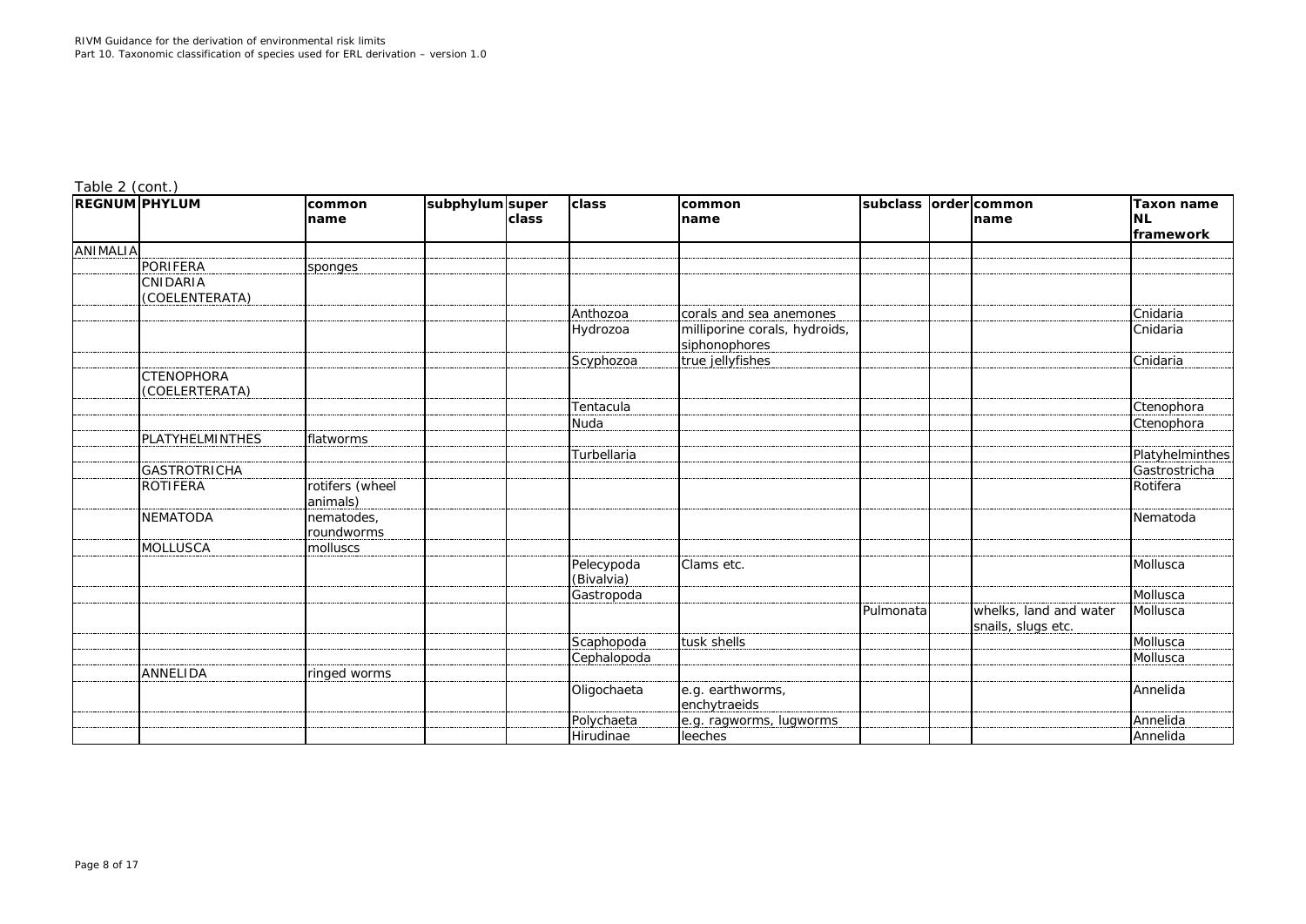Table 2 (cont.)

| REGNUM | PHYLUM | common name | subphylum | super class | class | common name | subclass | order | common name | Taxon name NL framework |
|---|---|---|---|---|---|---|---|---|---|---|
| ANIMALIA | | | | | | | | | | |
| | PORIFERA | sponges | | | | | | | | |
| | CNIDARIA (COELENTERATA) | | | | | | | | | |
| | | | | | Anthozoa | corals and sea anemones | | | | Cnidaria |
| | | | | | Hydrozoa | milliporine corals, hydroids, siphonophores | | | | Cnidaria |
| | | | | | Scyphozoa | true jellyfishes | | | | Cnidaria |
| | CTENOPHORA (COELERTERATA) | | | | | | | | | |
| | | | | | Tentacula | | | | | Ctenophora |
| | | | | | Nuda | | | | | Ctenophora |
| | PLATYHELMINTHES | flatworms | | | | | | | | |
| | | | | | Turbellaria | | | | | Platyhelminthes |
| | GASTROTRICHA | | | | | | | | | Gastrostricha |
| | ROTIFERA | rotifers (wheel animals) | | | | | | | | Rotifera |
| | NEMATODA | nematodes, roundworms | | | | | | | | Nematoda |
| | MOLLUSCA | molluscs | | | | | | | | |
| | | | | | Pelecypoda (Bivalvia) | Clams etc. | | | | Mollusca |
| | | | | | Gastropoda | | | | | Mollusca |
| | | | | | | | Pulmonata | | whelks, land and water snails, slugs etc. | Mollusca |
| | | | | | Scaphopoda | tusk shells | | | | Mollusca |
| | | | | | Cephalopoda | | | | | Mollusca |
| | ANNELIDA | ringed worms | | | | | | | | |
| | | | | | Oligochaeta | e.g. earthworms, enchytraeids | | | | Annelida |
| | | | | | Polychaeta | e.g. ragworms, lugworms | | | | Annelida |
| | | | | | Hirudinae | leeches | | | | Annelida |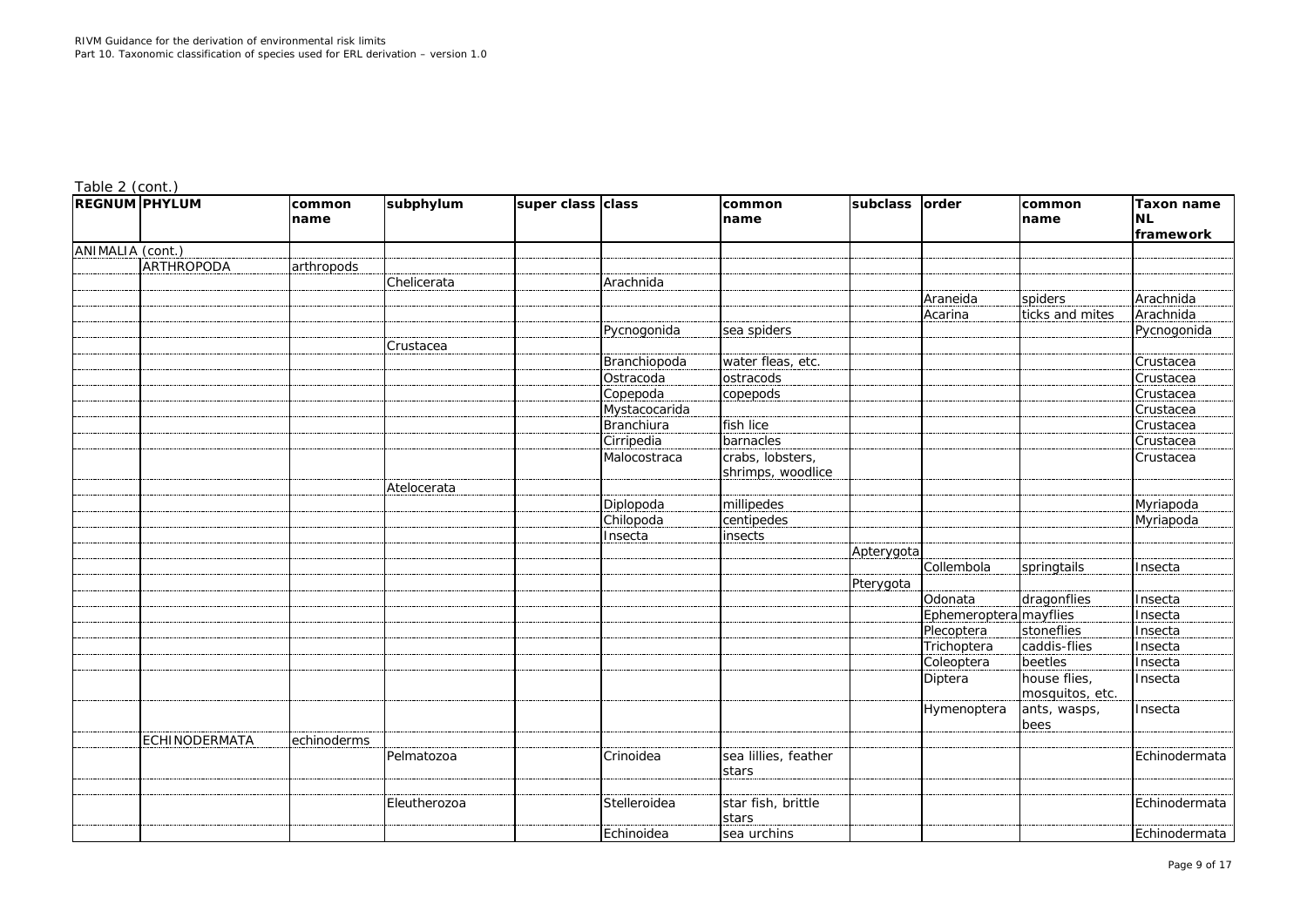Table 2 (cont.)

| REGNUM | PHYLUM | common name | subphylum | super class | class | common name | subclass | order | common name | Taxon name NL framework |
|---|---|---|---|---|---|---|---|---|---|---|
| ANIMALIA (cont.) | | | | | | | | | | |
| | ARTHROPODA | arthropods | | | | | | | | |
| | | | Chelicerata | | Arachnida | | | | | |
| | | | | | | | | Araneida | spiders | Arachnida |
| | | | | | | | | Acarina | ticks and mites | Arachnida |
| | | | | | Pycnogonida | sea spiders | | | | Pycnogonida |
| | | | Crustacea | | | | | | | |
| | | | | | Branchiopoda | water fleas, etc. | | | | Crustacea |
| | | | | | Ostracoda | ostracods | | | | Crustacea |
| | | | | | Copepoda | copepods | | | | Crustacea |
| | | | | | Mystacocarida | | | | | Crustacea |
| | | | | | Branchiura | fish lice | | | | Crustacea |
| | | | | | Cirripedia | barnacles | | | | Crustacea |
| | | | | | Malocostraca | crabs, lobsters, shrimps, woodlice | | | | Crustacea |
| | | | Atelocerata | | | | | | | |
| | | | | | Diplopoda | millipedes | | | | Myriapoda |
| | | | | | Chilopoda | centipedes | | | | Myriapoda |
| | | | | | Insecta | insects | | | | |
| | | | | | | | Apterygota | | | |
| | | | | | | | | Collembola | springtails | Insecta |
| | | | | | | | Pterygota | | | |
| | | | | | | | | Odonata | dragonflies | Insecta |
| | | | | | | | | Ephemeroptera | mayflies | Insecta |
| | | | | | | | | Plecoptera | stoneflies | Insecta |
| | | | | | | | | Trichoptera | caddis-flies | Insecta |
| | | | | | | | | Coleoptera | beetles | Insecta |
| | | | | | | | | Diptera | house flies, mosquitos, etc. | Insecta |
| | | | | | | | | Hymenoptera | ants, wasps, bees | Insecta |
| | ECHINODERMATA | echinoderms | | | | | | | | |
| | | | Pelmatozoa | | Crinoidea | sea lillies, feather stars | | | | Echinodermata |
| | | | | | | | | | | |
| | | | Eleutherozoa | | Stelleroidea | star fish, brittle stars | | | | Echinodermata |
| | | | | | Echinoidea | sea urchins | | | | Echinodermata |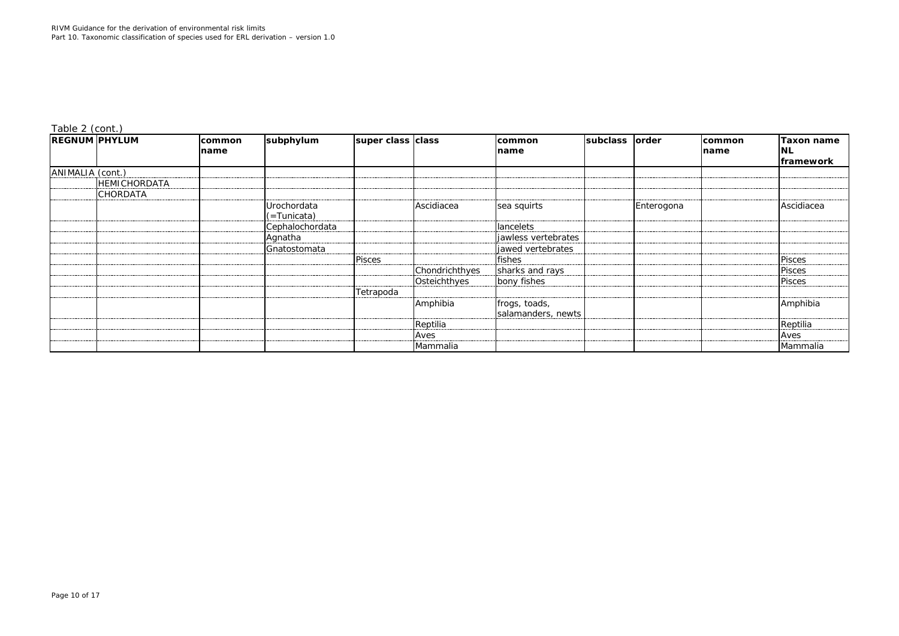Table 2 (cont.)

| REGNUM | PHYLUM | common name | subphylum | super class | class | common name | subclass | order | common name | Taxon name NL framework |
|---|---|---|---|---|---|---|---|---|---|---|
| ANIMALIA (cont.) | | | | | | | | | | |
| | HEMICHORDATA | | | | | | | | | |
| | CHORDATA | | | | | | | | | |
| | | | Urochordata (=Tunicata) | | Ascidiacea | sea squirts | | Enterogona | | Ascidiacea |
| | | | Cephalochordata | | | lancelets | | | | |
| | | | Agnatha | | | jawless vertebrates | | | | |
| | | | Gnatostomata | | | jawed vertebrates | | | | |
| | | | | Pisces | | fishes | | | | Pisces |
| | | | | | Chondrichthyes | sharks and rays | | | | Pisces |
| | | | | | Osteichthyes | bony fishes | | | | Pisces |
| | | | | Tetrapoda | | | | | | |
| | | | | | Amphibia | frogs, toads, salamanders, newts | | | | Amphibia |
| | | | | | Reptilia | | | | | Reptilia |
| | | | | | Aves | | | | | Aves |
| | | | | | Mammalia | | | | | Mammalia |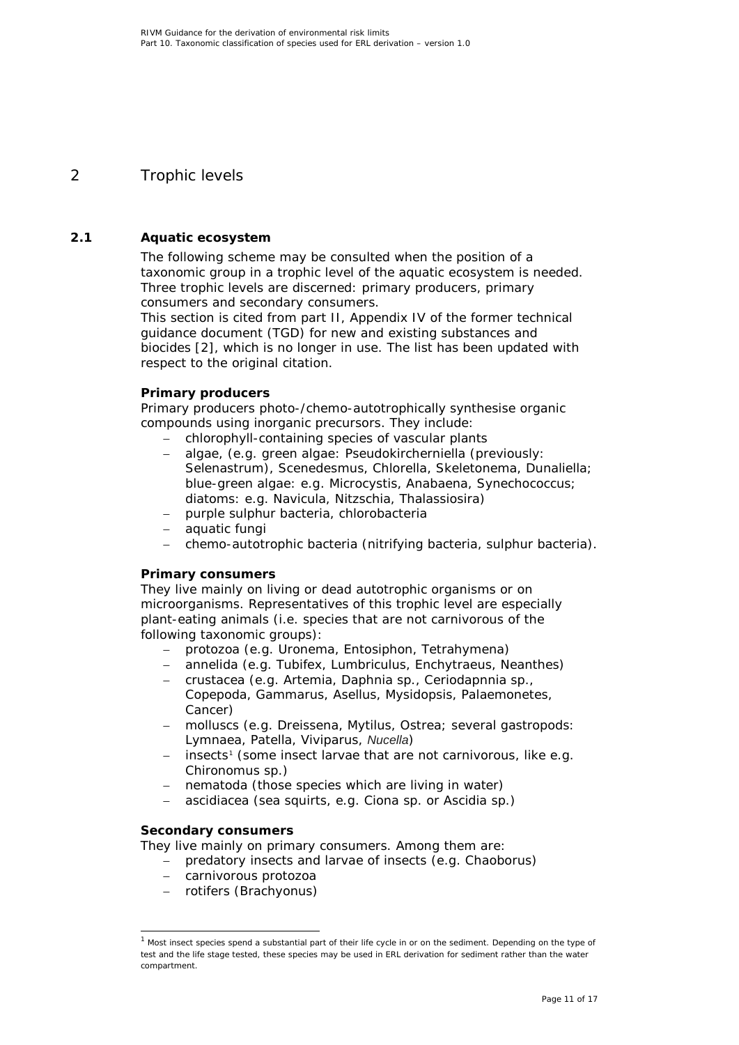# 2 Trophic levels

## 2.1 Aquatic ecosystem

The following scheme may be consulted when the position of a taxonomic group in a trophic level of the aquatic ecosystem is needed. Three trophic levels are discerned: primary producers, primary consumers and secondary consumers.
This section is cited from part II, Appendix IV of the former technical guidance document (TGD) for new and existing substances and biocides [2], which is no longer in use. The list has been updated with respect to the original citation.

**Primary producers**
Primary producers photo-/chemo-autotrophically synthesise organic compounds using inorganic precursors. They include:

- chlorophyll-containing species of vascular plants
- algae, (e.g. green algae: Pseudokircherniella (previously: Selenastrum), Scenedesmus, Chlorella, Skeletonema, Dunaliella; blue-green algae: e.g. Microcystis, Anabaena, Synechococcus; diatoms: e.g. Navicula, Nitzschia, Thalassiosira)
- purple sulphur bacteria, chlorobacteria
- aquatic fungi
- chemo-autotrophic bacteria (nitrifying bacteria, sulphur bacteria).

**Primary consumers**
They live mainly on living or dead autotrophic organisms or on microorganisms. Representatives of this trophic level are especially plant-eating animals (i.e. species that are not carnivorous of the following taxonomic groups):

- protozoa (e.g. Uronema, Entosiphon, Tetrahymena)
- annelida (e.g. Tubifex, Lumbriculus, Enchytraeus, Neanthes)
- crustacea (e.g. Artemia, Daphnia sp., Ceriodapnnia sp., Copepoda, Gammarus, Asellus, Mysidopsis, Palaemonetes, Cancer)
- molluscs (e.g. Dreissena, Mytilus, Ostrea; several gastropods: Lymnaea, Patella, Viviparus, *Nucella*)
- insects[1] (some insect larvae that are not carnivorous, like e.g. Chironomus sp.)
- nematoda (those species which are living in water)
- ascidiacea (sea squirts, e.g. Ciona sp. or Ascidia sp.)

**Secondary consumers**
They live mainly on primary consumers. Among them are:

- predatory insects and larvae of insects (e.g. Chaoborus)
- carnivorous protozoa
- rotifers (Brachyonus)

[1] Most insect species spend a substantial part of their life cycle in or on the sediment. Depending on the type of test and the life stage tested, these species may be used in ERL derivation for sediment rather than the water compartment.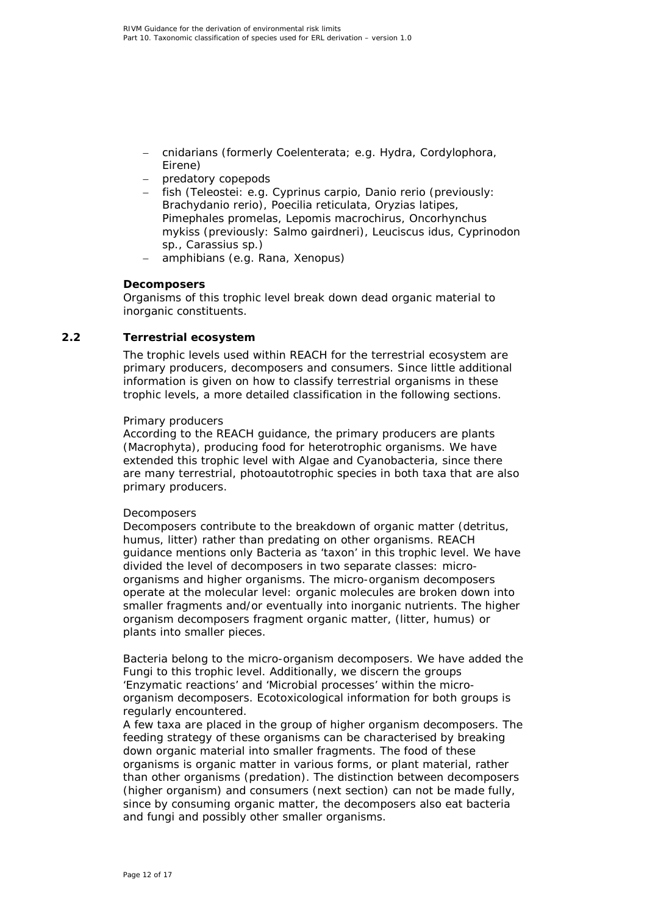- cnidarians (formerly Coelenterata; e.g. Hydra, Cordylophora, Eirene)
- predatory copepods
- fish (Teleostei: e.g. Cyprinus carpio, Danio rerio (previously: Brachydanio rerio), Poecilia reticulata, Oryzias latipes, Pimephales promelas, Lepomis macrochirus, Oncorhynchus mykiss (previously: Salmo gairdneri), Leuciscus idus, Cyprinodon sp., Carassius sp.)
- amphibians (e.g. Rana, Xenopus)

**Decomposers**
Organisms of this trophic level break down dead organic material to inorganic constituents.

## 2.2 Terrestrial ecosystem

The trophic levels used within REACH for the terrestrial ecosystem are primary producers, decomposers and consumers. Since little additional information is given on how to classify terrestrial organisms in these trophic levels, a more detailed classification in the following sections.

Primary producers
According to the REACH guidance, the primary producers are plants (Macrophyta), producing food for heterotrophic organisms. We have extended this trophic level with Algae and Cyanobacteria, since there are many terrestrial, photoautotrophic species in both taxa that are also primary producers.

Decomposers
Decomposers contribute to the breakdown of organic matter (detritus, humus, litter) rather than predating on other organisms. REACH guidance mentions only Bacteria as 'taxon' in this trophic level. We have divided the level of decomposers in two separate classes: micro-organisms and higher organisms. The micro-organism decomposers operate at the molecular level: organic molecules are broken down into smaller fragments and/or eventually into inorganic nutrients. The higher organism decomposers fragment organic matter, (litter, humus) or plants into smaller pieces.

Bacteria belong to the micro-organism decomposers. We have added the Fungi to this trophic level. Additionally, we discern the groups 'Enzymatic reactions' and 'Microbial processes' within the micro-organism decomposers. Ecotoxicological information for both groups is regularly encountered.
A few taxa are placed in the group of higher organism decomposers. The feeding strategy of these organisms can be characterised by breaking down organic material into smaller fragments. The food of these organisms is organic matter in various forms, or plant material, rather than other organisms (predation). The distinction between decomposers (higher organism) and consumers (next section) can not be made fully, since by consuming organic matter, the decomposers also eat bacteria and fungi and possibly other smaller organisms.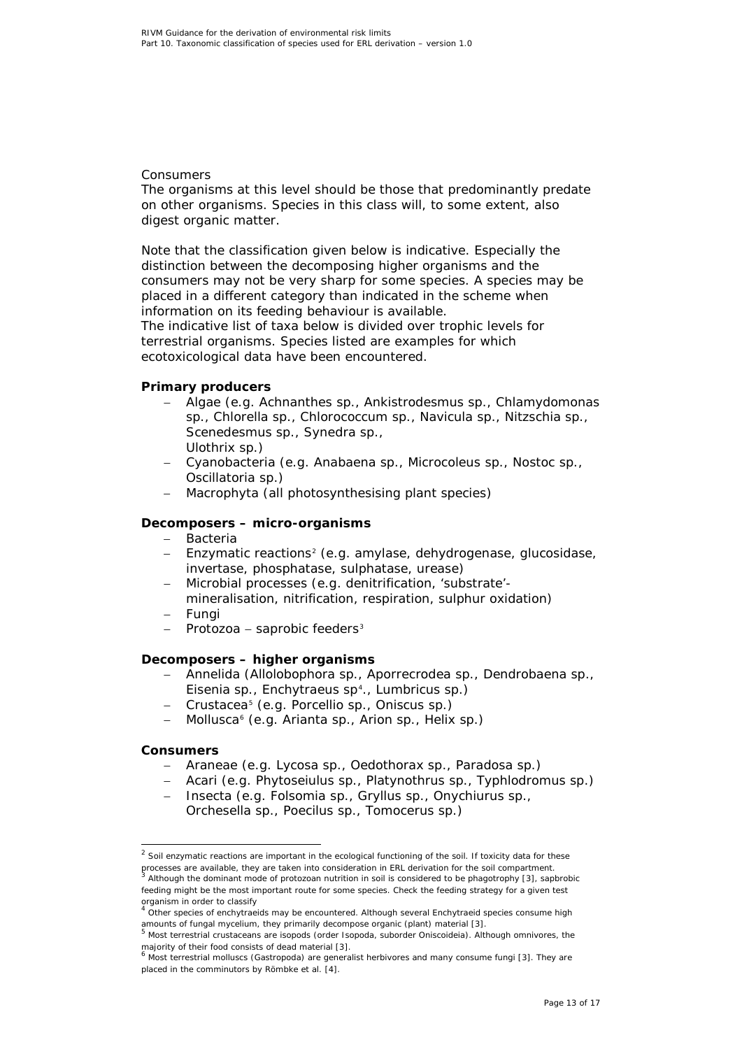Consumers

The organisms at this level should be those that predominantly predate on other organisms. Species in this class will, to some extent, also digest organic matter.

Note that the classification given below is indicative. Especially the distinction between the decomposing higher organisms and the consumers may not be very sharp for some species. A species may be placed in a different category than indicated in the scheme when information on its feeding behaviour is available.
The indicative list of taxa below is divided over trophic levels for terrestrial organisms. Species listed are examples for which ecotoxicological data have been encountered.

**Primary producers**

- Algae (e.g. *Achnanthes* sp., *Ankistrodesmus* sp., *Chlamydomonas* sp., *Chlorella* sp., *Chlorococcum* sp., *Navicula* sp., *Nitzschia* sp., *Scenedesmus* sp., *Synedra* sp., *Ulothrix* sp.)
- Cyanobacteria (e.g. *Anabaena* sp., *Microcoleus* sp., *Nostoc* sp., *Oscillatoria* sp.)
- Macrophyta (all photosynthesising plant species)

**Decomposers – micro-organisms**

- Bacteria
- Enzymatic reactions[2] (e.g. amylase, dehydrogenase, glucosidase, invertase, phosphatase, sulphatase, urease)
- Microbial processes (e.g. denitrification, 'substrate'-mineralisation, nitrification, respiration, sulphur oxidation)
- Fungi
- Protozoa – saprobic feeders[3]

**Decomposers – higher organisms**

- Annelida (*Allolobophora* sp., *Aporrecrodea* sp., *Dendrobaena* sp., *Eisenia* sp., *Enchytraeus* sp[4]., *Lumbricus* sp.)
- Crustacea[5] (e.g. *Porcellio* sp., *Oniscus* sp.)
- Mollusca[6] (e.g. *Arianta* sp., *Arion* sp., *Helix* sp.)

**Consumers**

- Araneae (e.g. *Lycosa* sp., *Oedothorax* sp., *Paradosa* sp.)
- Acari (e.g. *Phytoseiulus* sp., *Platynothrus* sp., *Typhlodromus* sp.)
- Insecta (e.g. *Folsomia* sp., *Gryllus* sp., *Onychiurus* sp., *Orchesella* sp., *Poecilus* sp., *Tomocerus* sp.)

---

[2] Soil enzymatic reactions are important in the ecological functioning of the soil. If toxicity data for these processes are available, they are taken into consideration in ERL derivation for the soil compartment.

[3] Although the dominant mode of protozoan nutrition in soil is considered to be phagotrophy [3], sapbrobic feeding might be the most important route for some species. Check the feeding strategy for a given test organism in order to classify

[4] Other species of enchytraeids may be encountered. Although several Enchytraeid species consume high amounts of fungal mycelium, they primarily decompose organic (plant) material [3].

[5] Most terrestrial crustaceans are isopods (order Isopoda, suborder Oniscoideia). Although omnivores, the majority of their food consists of dead material [3].

[6] Most terrestrial molluscs (Gastropoda) are generalist herbivores and many consume fungi [3]. They are placed in the comminutors by Römbke et al. [4].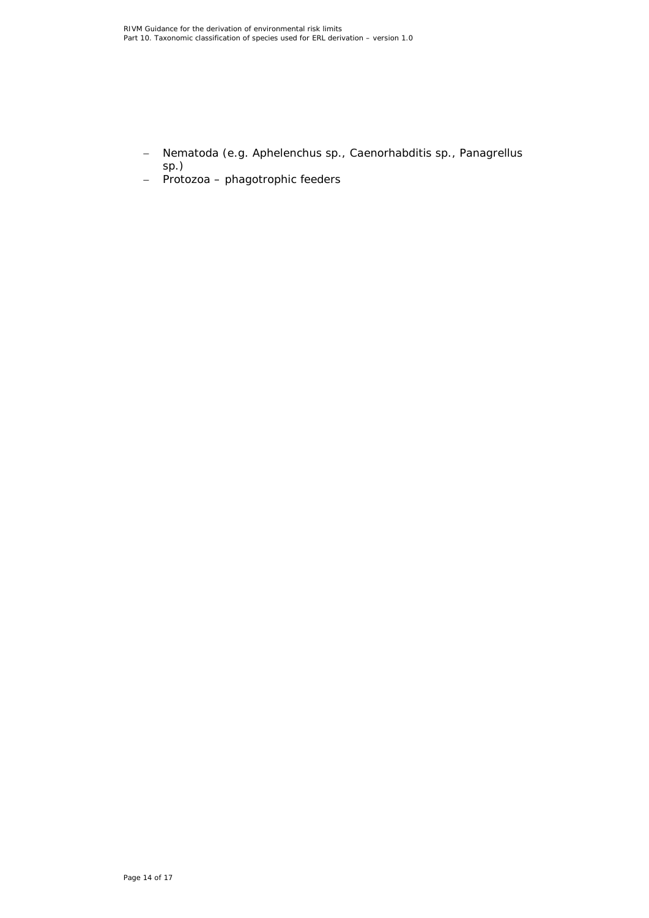- Nematoda (e.g. Aphelenchus sp., Caenorhabditis sp., Panagrellus sp.)
- Protozoa – phagotrophic feeders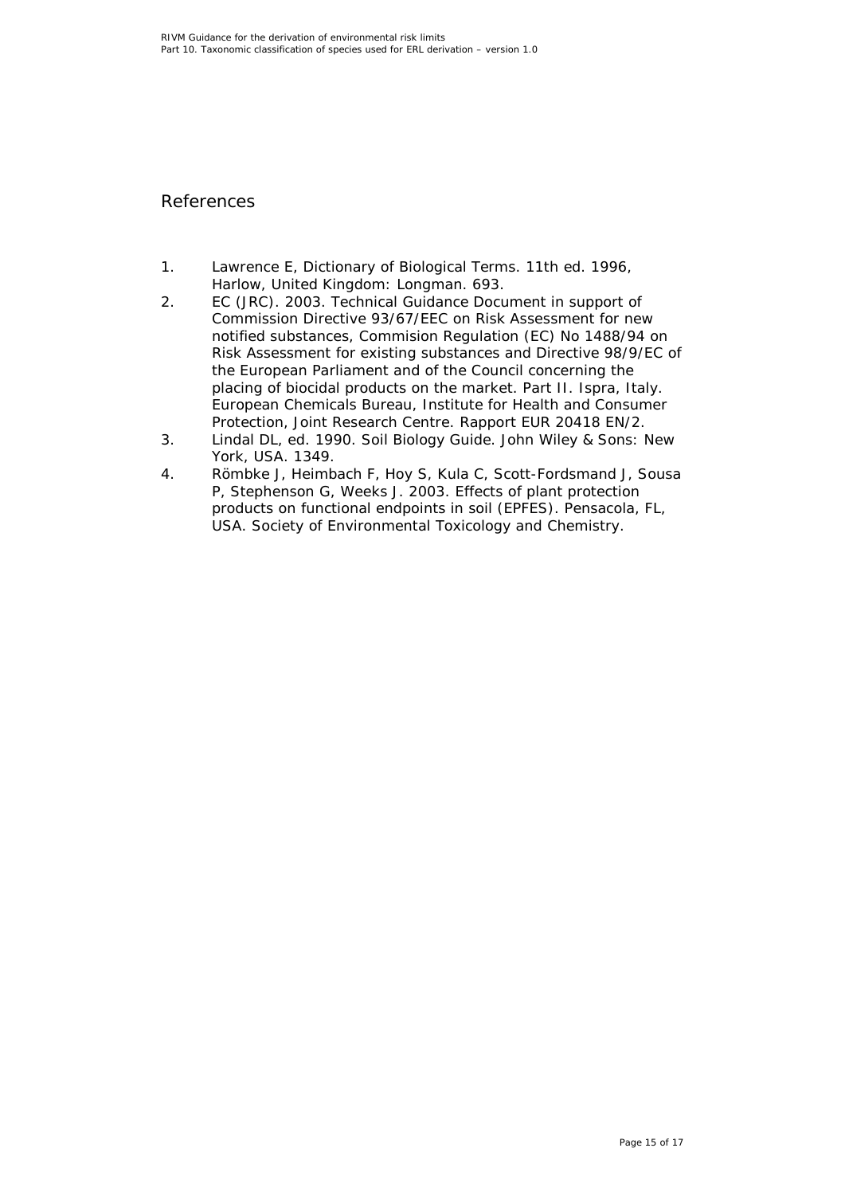# References

1. Lawrence E, Dictionary of Biological Terms. 11th ed. 1996, Harlow, United Kingdom: Longman. 693.
2. EC (JRC). 2003. Technical Guidance Document in support of Commission Directive 93/67/EEC on Risk Assessment for new notified substances, Commision Regulation (EC) No 1488/94 on Risk Assessment for existing substances and Directive 98/9/EC of the European Parliament and of the Council concerning the placing of biocidal products on the market. Part II. Ispra, Italy. European Chemicals Bureau, Institute for Health and Consumer Protection, Joint Research Centre. Rapport EUR 20418 EN/2.
3. Lindal DL, ed. 1990. Soil Biology Guide. John Wiley & Sons: New York, USA. 1349.
4. Römbke J, Heimbach F, Hoy S, Kula C, Scott-Fordsmand J, Sousa P, Stephenson G, Weeks J. 2003. Effects of plant protection products on functional endpoints in soil (EPFES). Pensacola, FL, USA. Society of Environmental Toxicology and Chemistry.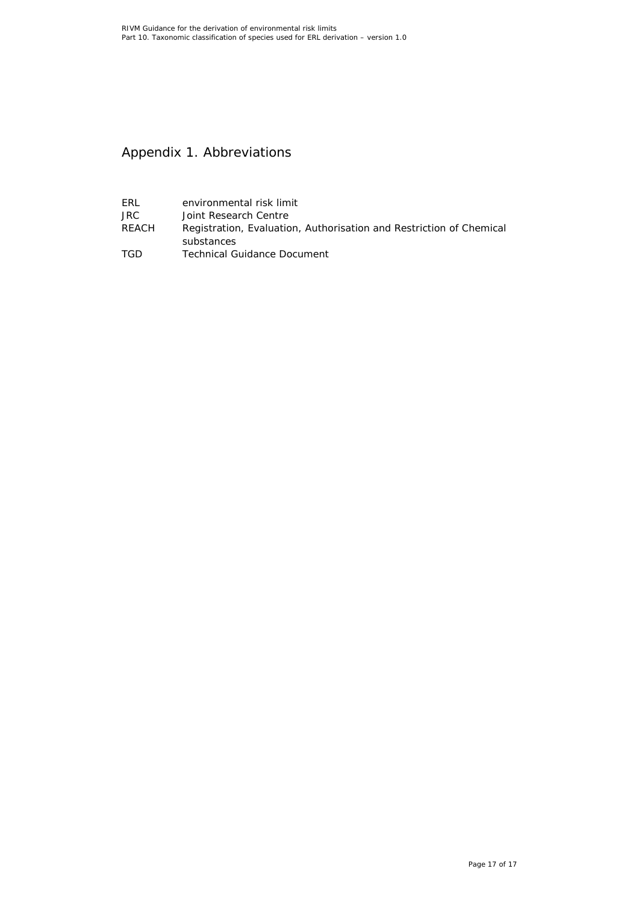# Appendix 1. Abbreviations

| | |
|---|---|
| ERL | environmental risk limit |
| JRC | Joint Research Centre |
| REACH | Registration, Evaluation, Authorisation and Restriction of Chemical substances |
| TGD | Technical Guidance Document |